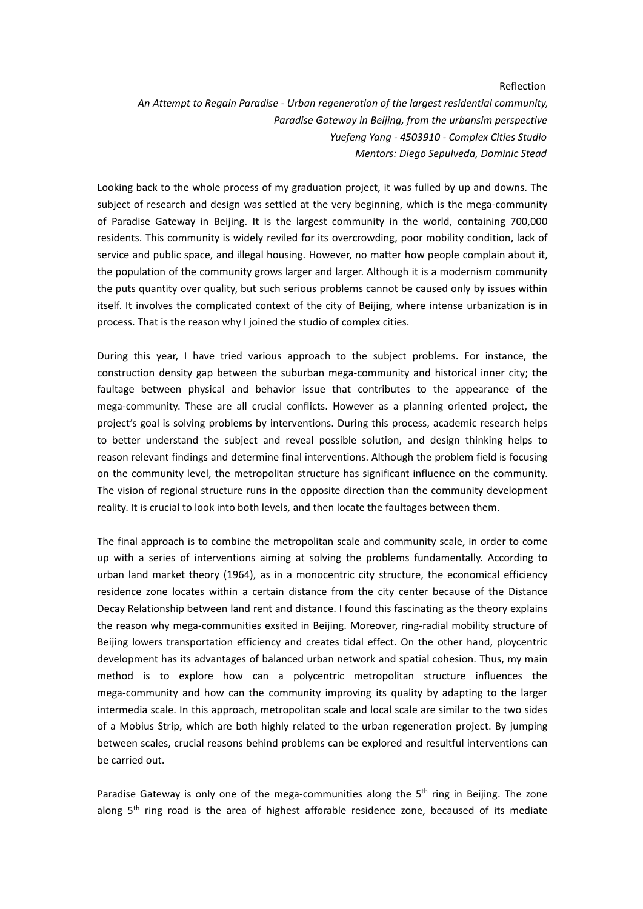Reflection

*An Attempt to Regain Paradise - Urban regeneration of the largest residential community, Paradise Gateway in Beijing, from the urbansim perspective*
*Yuefeng Yang - 4503910 - Complex Cities Studio*
*Mentors: Diego Sepulveda, Dominic Stead*

Looking back to the whole process of my graduation project, it was fulled by up and downs. The subject of research and design was settled at the very beginning, which is the mega-community of Paradise Gateway in Beijing. It is the largest community in the world, containing 700,000 residents. This community is widely reviled for its overcrowding, poor mobility condition, lack of service and public space, and illegal housing. However, no matter how people complain about it, the population of the community grows larger and larger. Although it is a modernism community the puts quantity over quality, but such serious problems cannot be caused only by issues within itself. It involves the complicated context of the city of Beijing, where intense urbanization is in process. That is the reason why I joined the studio of complex cities.

During this year, I have tried various approach to the subject problems. For instance, the construction density gap between the suburban mega-community and historical inner city; the faultage between physical and behavior issue that contributes to the appearance of the mega-community. These are all crucial conflicts. However as a planning oriented project, the project's goal is solving problems by interventions. During this process, academic research helps to better understand the subject and reveal possible solution, and design thinking helps to reason relevant findings and determine final interventions. Although the problem field is focusing on the community level, the metropolitan structure has significant influence on the community. The vision of regional structure runs in the opposite direction than the community development reality. It is crucial to look into both levels, and then locate the faultages between them.

The final approach is to combine the metropolitan scale and community scale, in order to come up with a series of interventions aiming at solving the problems fundamentally. According to urban land market theory (1964), as in a monocentric city structure, the economical efficiency residence zone locates within a certain distance from the city center because of the Distance Decay Relationship between land rent and distance. I found this fascinating as the theory explains the reason why mega-communities exsited in Beijing. Moreover, ring-radial mobility structure of Beijing lowers transportation efficiency and creates tidal effect. On the other hand, ploycentric development has its advantages of balanced urban network and spatial cohesion. Thus, my main method is to explore how can a polycentric metropolitan structure influences the mega-community and how can the community improving its quality by adapting to the larger intermedia scale. In this approach, metropolitan scale and local scale are similar to the two sides of a Mobius Strip, which are both highly related to the urban regeneration project. By jumping between scales, crucial reasons behind problems can be explored and resultful interventions can be carried out.

Paradise Gateway is only one of the mega-communities along the 5$^{th}$ ring in Beijing. The zone along 5$^{th}$ ring road is the area of highest aforable residence zone, becaused of its mediate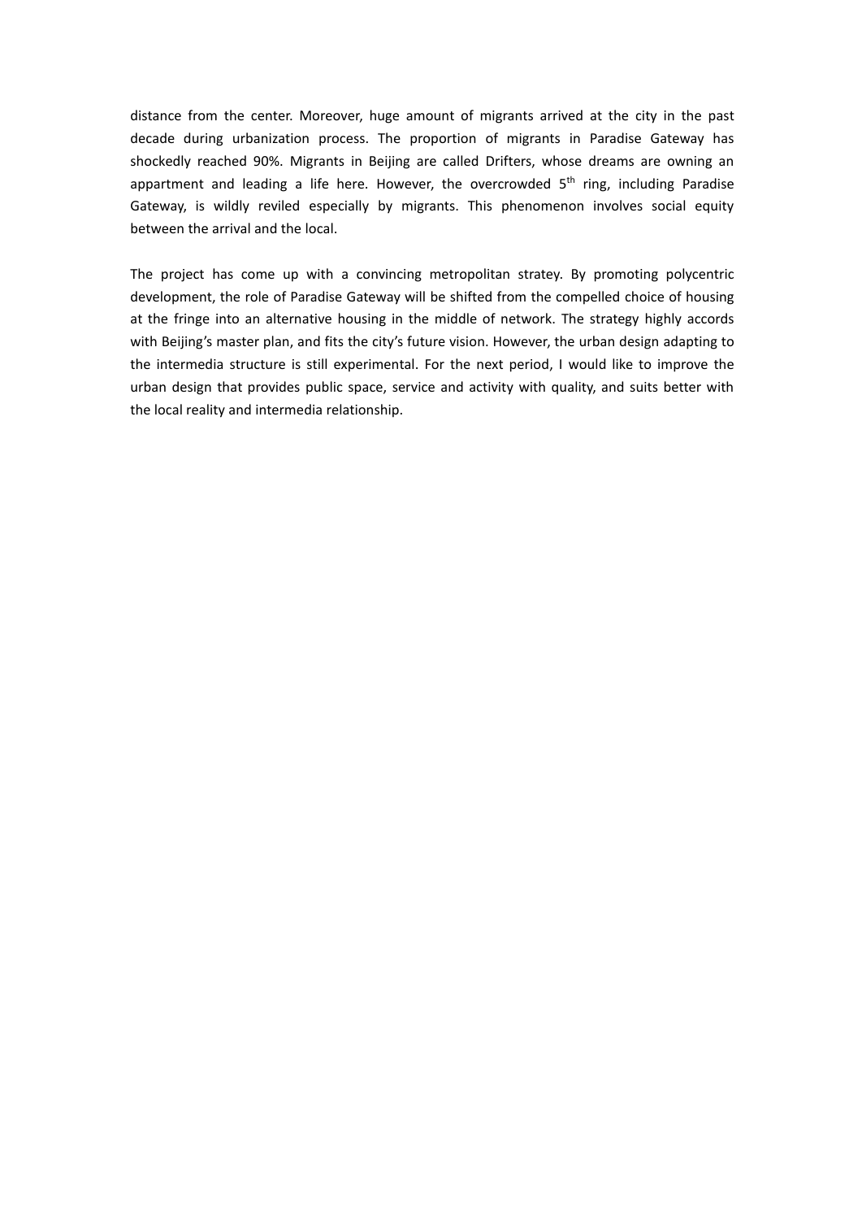distance from the center. Moreover, huge amount of migrants arrived at the city in the past decade during urbanization process. The proportion of migrants in Paradise Gateway has shockedly reached 90%. Migrants in Beijing are called Drifters, whose dreams are owning an appartment and leading a life here. However, the overcrowded 5$^{th}$ ring, including Paradise Gateway, is wildly reviled especially by migrants. This phenomenon involves social equity between the arrival and the local.

The project has come up with a convincing metropolitan stratey. By promoting polycentric development, the role of Paradise Gateway will be shifted from the compelled choice of housing at the fringe into an alternative housing in the middle of network. The strategy highly accords with Beijing's master plan, and fits the city's future vision. However, the urban design adapting to the intermedia structure is still experimental. For the next period, I would like to improve the urban design that provides public space, service and activity with quality, and suits better with the local reality and intermedia relationship.